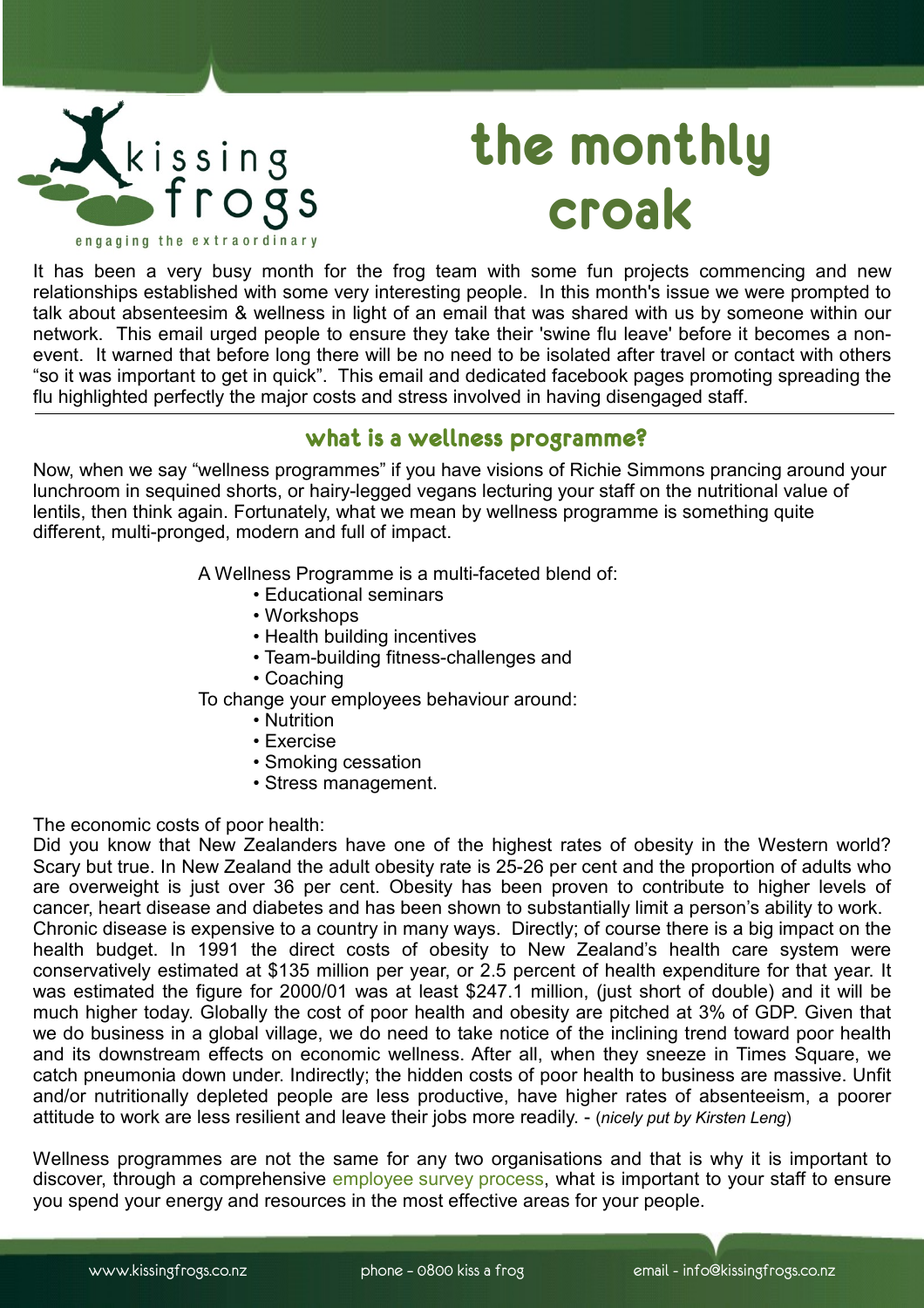kissing frogs

engaging the extraordinary

# the monthly croak

It has been a very busy month for the frog team with some fun projects commencing and new relationships established with some very interesting people. In this month's issue we were prompted to talk about absenteesim & wellness in light of an email that was shared with us by someone within our network. This email urged people to ensure they take their 'swine flu leave' before it becomes a non-event. It warned that before long there will be no need to be isolated after travel or contact with others “so it was important to get in quick”. This email and dedicated facebook pages promoting spreading the flu highlighted perfectly the major costs and stress involved in having disengaged staff.

---

## what is a wellness programme?

Now, when we say “wellness programmes” if you have visions of Richie Simmons prancing around your lunchroom in sequined shorts, or hairy-legged vegans lecturing your staff on the nutritional value of lentils, then think again. Fortunately, what we mean by wellness programme is something quite different, multi-pronged, modern and full of impact.

A Wellness Programme is a multi-faceted blend of:

- Educational seminars
- Workshops
- Health building incentives
- Team-building fitness-challenges and
- Coaching

To change your employees behaviour around:

- Nutrition
- Exercise
- Smoking cessation
- Stress management.

The economic costs of poor health:

Did you know that New Zealanders have one of the highest rates of obesity in the Western world? Scary but true. In New Zealand the adult obesity rate is 25-26 per cent and the proportion of adults who are overweight is just over 36 per cent. Obesity has been proven to contribute to higher levels of cancer, heart disease and diabetes and has been shown to substantially limit a person’s ability to work.

Chronic disease is expensive to a country in many ways. Directly; of course there is a big impact on the health budget. In 1991 the direct costs of obesity to New Zealand’s health care system were conservatively estimated at $135 million per year, or 2.5 percent of health expenditure for that year. It was estimated the figure for 2000/01 was at least $247.1 million, (just short of double) and it will be much higher today. Globally the cost of poor health and obesity are pitched at 3% of GDP. Given that we do business in a global village, we do need to take notice of the inclining trend toward poor health and its downstream effects on economic wellness. After all, when they sneeze in Times Square, we catch pneumonia down under. Indirectly; the hidden costs of poor health to business are massive. Unfit and/or nutritionally depleted people are less productive, have higher rates of absenteeism, a poorer attitude to work are less resilient and leave their jobs more readily. - (*nicely put by Kirsten Leng*)

Wellness programmes are not the same for any two organisations and that is why it is important to discover, through a comprehensive employee survey process, what is important to your staff to ensure you spend your energy and resources in the most effective areas for your people.

www.kissingfrogs.co.nz phone - 0800 kiss a frog email - info@kissingfrogs.co.nz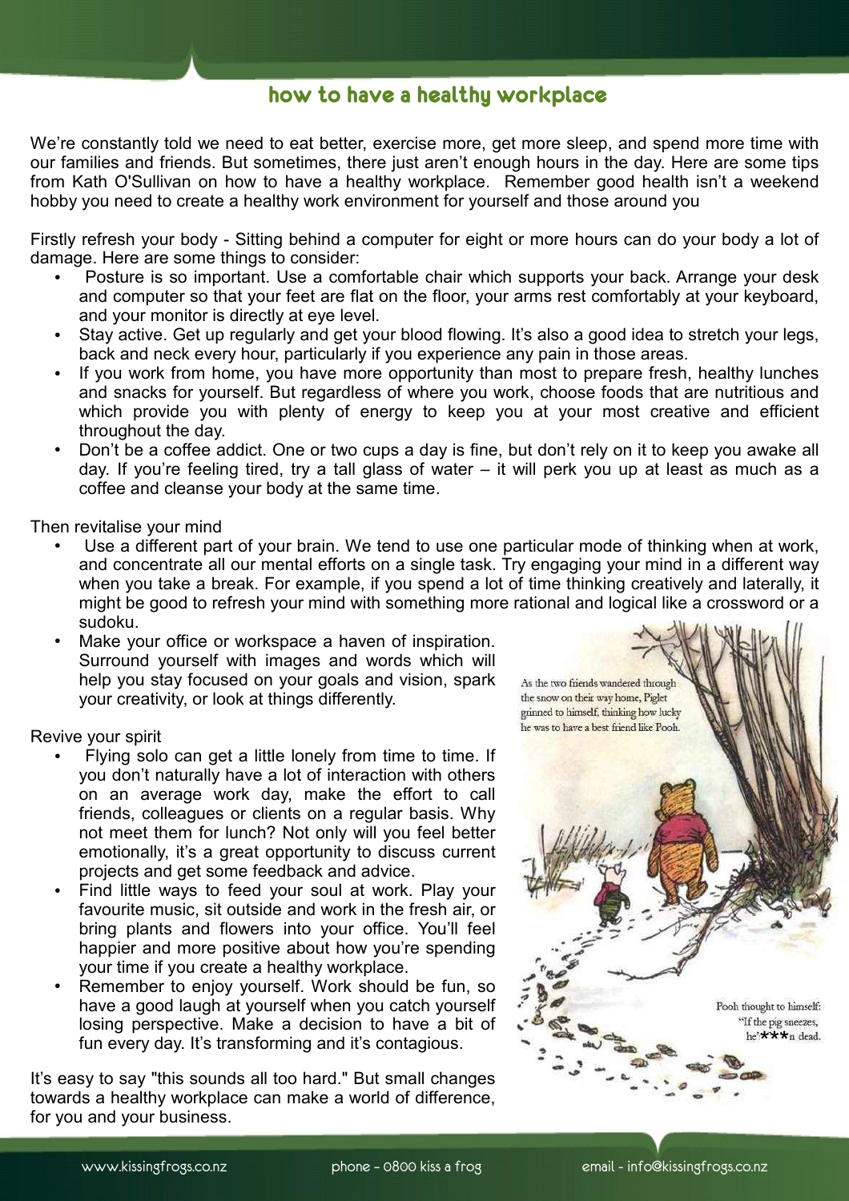## how to have a healthy workplace

We're constantly told we need to eat better, exercise more, get more sleep, and spend more time with our families and friends. But sometimes, there just aren't enough hours in the day. Here are some tips from Kath O'Sullivan on how to have a healthy workplace. Remember good health isn't a weekend hobby you need to create a healthy work environment for yourself and those around you

Firstly refresh your body - Sitting behind a computer for eight or more hours can do your body a lot of damage. Here are some things to consider:

- Posture is so important. Use a comfortable chair which supports your back. Arrange your desk and computer so that your feet are flat on the floor, your arms rest comfortably at your keyboard, and your monitor is directly at eye level.
- Stay active. Get up regularly and get your blood flowing. It's also a good idea to stretch your legs, back and neck every hour, particularly if you experience any pain in those areas.
- If you work from home, you have more opportunity than most to prepare fresh, healthy lunches and snacks for yourself. But regardless of where you work, choose foods that are nutritious and which provide you with plenty of energy to keep you at your most creative and efficient throughout the day.
- Don't be a coffee addict. One or two cups a day is fine, but don't rely on it to keep you awake all day. If you're feeling tired, try a tall glass of water – it will perk you up at least as much as a coffee and cleanse your body at the same time.

Then revitalise your mind

- Use a different part of your brain. We tend to use one particular mode of thinking when at work, and concentrate all our mental efforts on a single task. Try engaging your mind in a different way when you take a break. For example, if you spend a lot of time thinking creatively and laterally, it might be good to refresh your mind with something more rational and logical like a crossword or a sudoku.
- Make your office or workspace a haven of inspiration. Surround yourself with images and words which will help you stay focused on your goals and vision, spark your creativity, or look at things differently.

Revive your spirit

- Flying solo can get a little lonely from time to time. If you don't naturally have a lot of interaction with others on an average work day, make the effort to call friends, colleagues or clients on a regular basis. Why not meet them for lunch? Not only will you feel better emotionally, it's a great opportunity to discuss current projects and get some feedback and advice.
- Find little ways to feed your soul at work. Play your favourite music, sit outside and work in the fresh air, or bring plants and flowers into your office. You'll feel happier and more positive about how you're spending your time if you create a healthy workplace.
- Remember to enjoy yourself. Work should be fun, so have a good laugh at yourself when you catch yourself losing perspective. Make a decision to have a bit of fun every day. It's transforming and it's contagious.

It's easy to say "this sounds all too hard." But small changes towards a healthy workplace can make a world of difference, for you and your business.

As the two friends wandered through the snow on their way home, Piglet grinned to himself, thinking how lucky he was to have a best friend like Pooh.

Pooh thought to himself: "If the pig sneezes, he'***n dead.